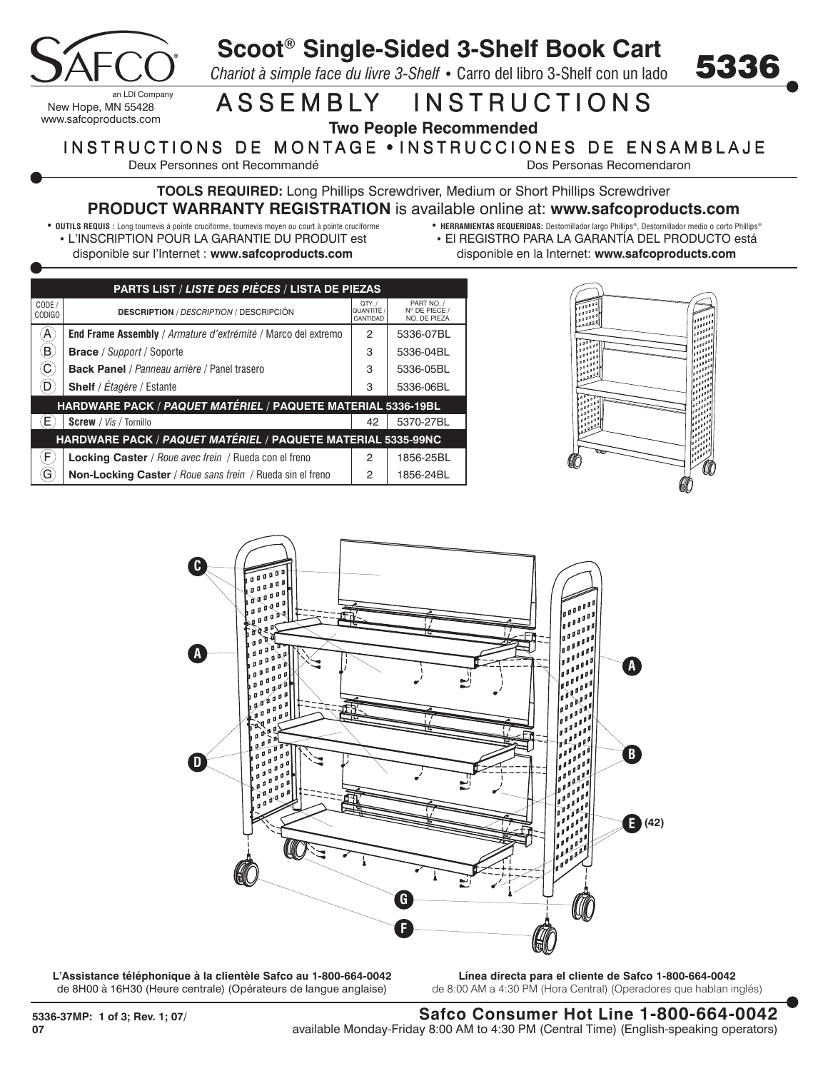SAFCO®

an LDI Company
New Hope, MN 55428
www.safcoproducts.com

# Scoot® Single-Sided 3-Shelf Book Cart

*Chariot à simple face du livre 3-Shelf* • Carro del libro 3-Shelf con un lado

**5336**

# ASSEMBLY INSTRUCTIONS

**Two People Recommended**

## INSTRUCTIONS DE MONTAGE • INSTRUCCIONES DE ENSAMBLAJE

Deux Personnes ont Recommandé

Dos Personas Recomendaron

**TOOLS REQUIRED:** Long Phillips Screwdriver, Medium or Short Phillips Screwdriver

**PRODUCT WARRANTY REGISTRATION** is available online at: **www.safcoproducts.com**

• **OUTILS REQUIS :** Long tournevis à pointe cruciforme, tournevis moyen ou court à pointe cruciforme
• L'INSCRIPTION POUR LA GARANTIE DU PRODUIT est disponible sur l'Internet : **www.safcoproducts.com**

• **HERRAMIENTAS REQUERIDAS:** Destornillador largo Phillips®, Destornillador medio o corto Phillips®
• El REGISTRO PARA LA GARANTÍA DEL PRODUCTO está disponible en la Internet: **www.safcoproducts.com**

| CODE / CODIGO | DESCRIPTION / *DESCRIPTION* / DESCRIPCIÓN | QTY. / QUANTITÉ / CANTIDAD | PART NO. / Nº DE PIÈCE / NO. DE PIEZA |
|---|---|---|---|
| **PARTS LIST / *LISTE DES PIÈCES* / LISTA DE PIEZAS** | | | |
| A | **End Frame Assembly** / *Armature d'extrémité* / Marco del extremo | 2 | 5336-07BL |
| B | **Brace** / *Support* / Soporte | 3 | 5336-04BL |
| C | **Back Panel** / *Panneau arrière* / Panel trasero | 3 | 5336-05BL |
| D | **Shelf** / *Étagère* / Estante | 3 | 5336-06BL |
| **HARDWARE PACK / *PAQUET MATÉRIEL* / PAQUETE MATERIAL 5336-19BL** | | | |
| E | **Screw** / *Vis* / Tornillo | 42 | 5370-27BL |
| **HARDWARE PACK / *PAQUET MATÉRIEL* / PAQUETE MATERIAL 5335-99NC** | | | |
| F | **Locking Caster** / *Roue avec frein* / Rueda con el freno | 2 | 1856-25BL |
| G | **Non-Locking Caster** / *Roue sans frein* / Rueda sin el freno | 2 | 1856-24BL |

C, A, D, A, B, E (42), G, F

**L'Assistance téléphonique à la clientèle Safco au 1-800-664-0042**
de 8H00 à 16H30 (Heure centrale) (Opérateurs de langue anglaise)

**Línea directa para el cliente de Safco 1-800-664-0042**
de 8:00 AM a 4:30 PM (Hora Central) (Operadores que hablan inglés)

**Safco Consumer Hot Line 1-800-664-0042**
available Monday-Friday 8:00 AM to 4:30 PM (Central Time) (English-speaking operators)

5336-37MP: 1 of 3; Rev. 1; 07/07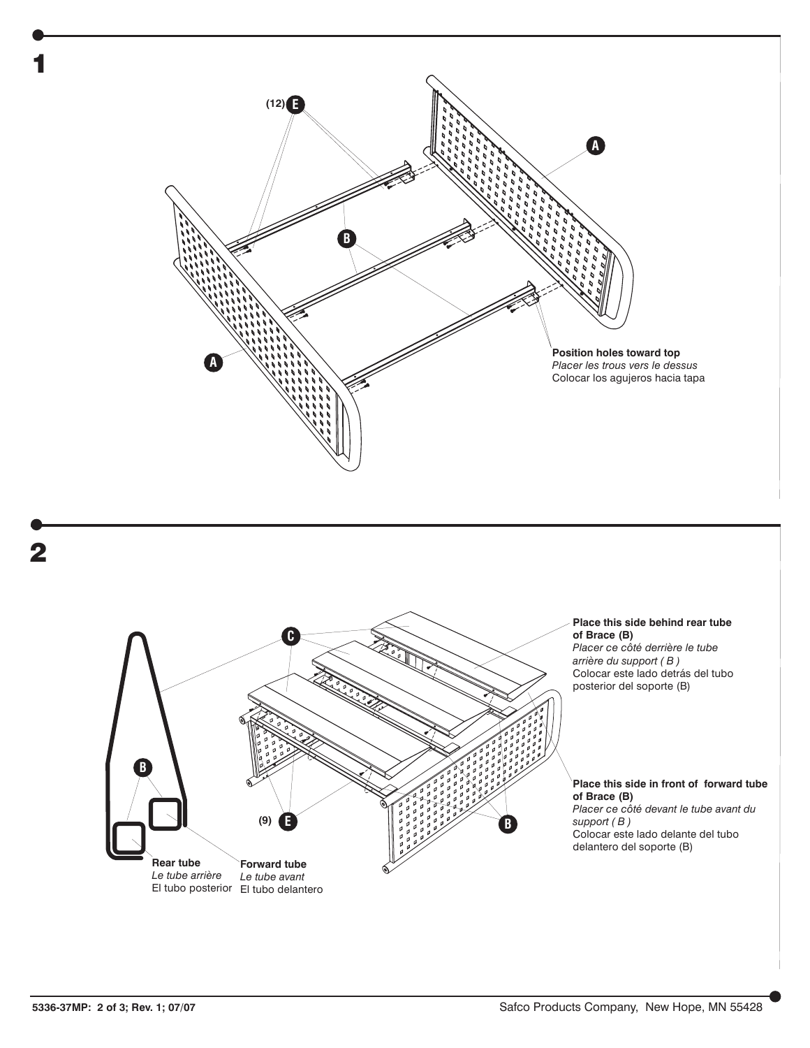## 1

(12) E

A

B

A

**Position holes toward top**
*Placer les trous vers le dessus*
Colocar los agujeros hacia tapa

## 2

C

**Place this side behind rear tube of Brace (B)**
*Placer ce côté derrière le tube arrière du support ( B )*
Colocar este lado detrás del tubo posterior del soporte (B)

B

**Place this side in front of forward tube of Brace (B)**
*Placer ce côté devant le tube avant du support ( B )*
Colocar este lado delante del tubo delantero del soporte (B)

(9) E

B

**Rear tube**
*Le tube arrière*
El tubo posterior

**Forward tube**
*Le tube avant*
El tubo delantero

5336-37MP: 2 of 3; Rev. 1; 07/07

Safco Products Company, New Hope, MN 55428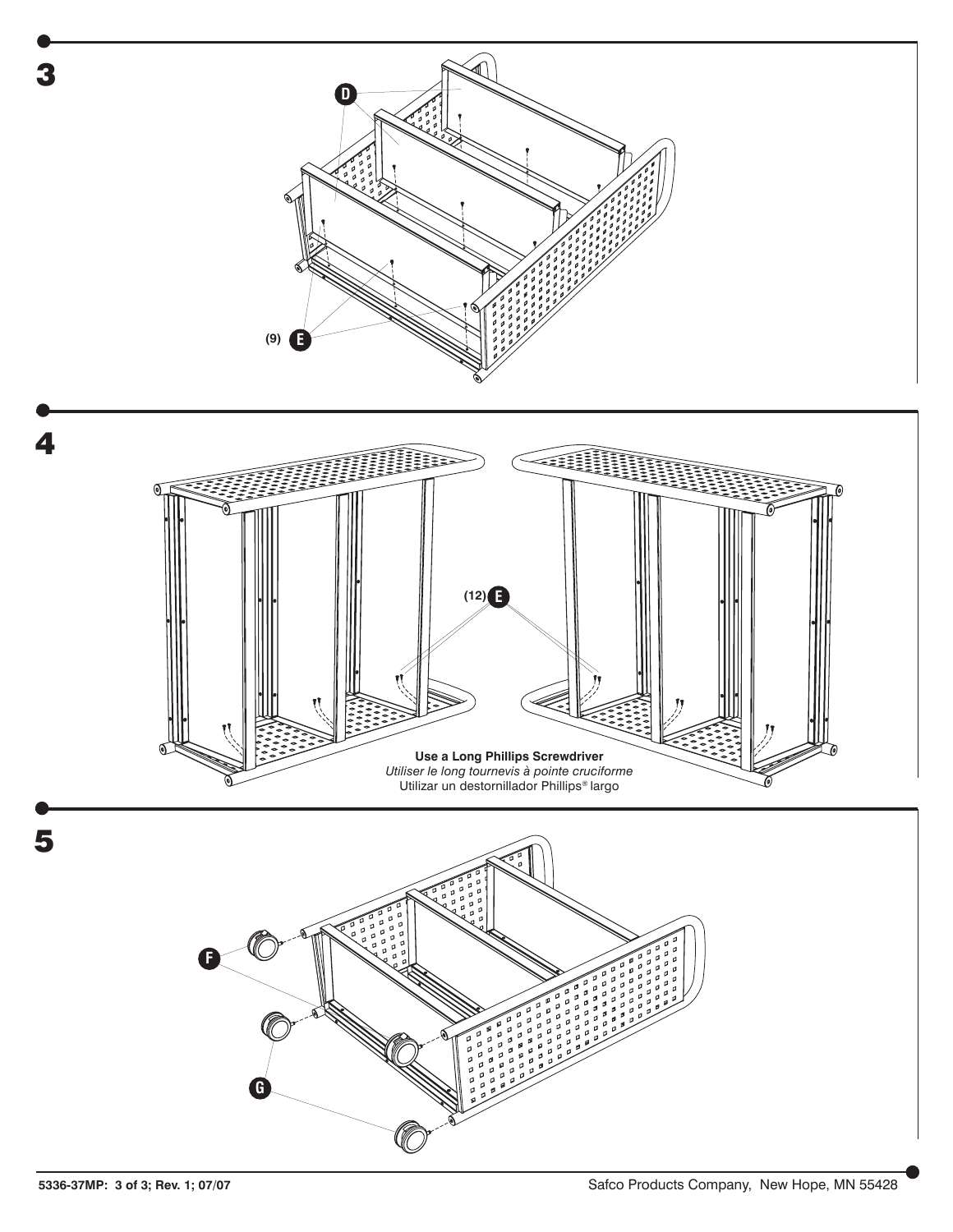# 3

D

(9) E

# 4

(12) E

**Use a Long Phillips Screwdriver**

*Utiliser le long tournevis à pointe cruciforme*

Utilizar un destornillador Phillips® largo

# 5

F

G

5336-37MP: 3 of 3; Rev. 1; 07/07

Safco Products Company, New Hope, MN 55428